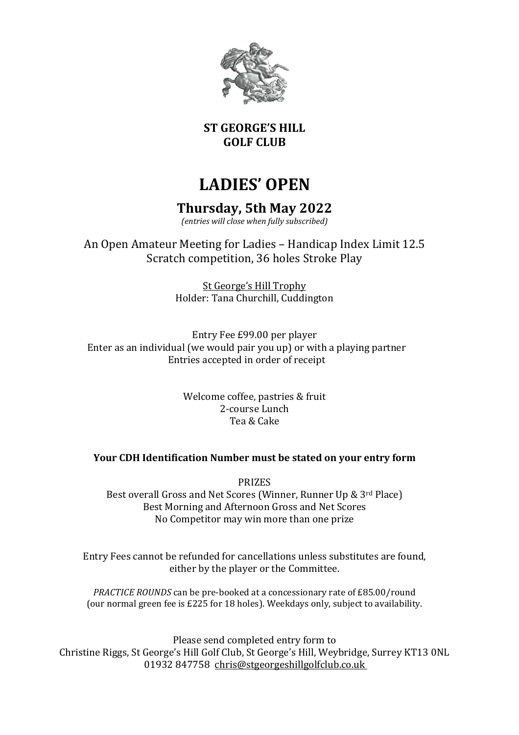**ST GEORGE'S HILL**
**GOLF CLUB**

# LADIES' OPEN

## Thursday, 5th May 2022

*(entries will close when fully subscribed)*

An Open Amateur Meeting for Ladies – Handicap Index Limit 12.5
Scratch competition, 36 holes Stroke Play

St George's Hill Trophy
Holder: Tana Churchill, Cuddington

Entry Fee £99.00 per player
Enter as an individual (we would pair you up) or with a playing partner
Entries accepted in order of receipt

Welcome coffee, pastries & fruit
2-course Lunch
Tea & Cake

**Your CDH Identification Number must be stated on your entry form**

PRIZES
Best overall Gross and Net Scores (Winner, Runner Up & 3rd Place)
Best Morning and Afternoon Gross and Net Scores
No Competitor may win more than one prize

Entry Fees cannot be refunded for cancellations unless substitutes are found, either by the player or the Committee.

*PRACTICE ROUNDS* can be pre-booked at a concessionary rate of £85.00/round (our normal green fee is £225 for 18 holes). Weekdays only, subject to availability.

Please send completed entry form to
Christine Riggs, St George's Hill Golf Club, St George's Hill, Weybridge, Surrey KT13 0NL
01932 847758 chris@stgeorgeshillgolfclub.co.uk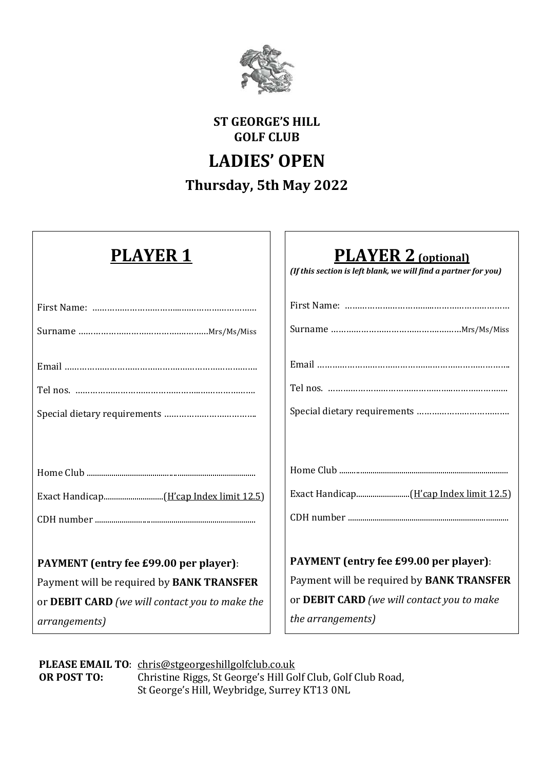**ST GEORGE'S HILL**
**GOLF CLUB**

# LADIES' OPEN

## Thursday, 5th May 2022

## PLAYER 1

First Name: ……………………………………………………………

Surname ………………………………………………Mrs/Ms/Miss

Email ……………………………………………………………………

Tel nos. ………………………………………………………………

Special dietary requirements ………………………………

Home Club ………………………………………………………………

Exact Handicap………………………(H'cap Index limit 12.5)

CDH number ……………………………………………………………

**PAYMENT (entry fee £99.00 per player)**:
Payment will be required by **BANK TRANSFER** or **DEBIT CARD** *(we will contact you to make the arrangements)*

## PLAYER 2 (optional)

***(If this section is left blank, we will find a partner for you)***

First Name: ……………………………………………………………

Surname ………………………………………………Mrs/Ms/Miss

Email ……………………………………………………………………

Tel nos. ………………………………………………………………

Special dietary requirements ………………………………

Home Club ………………………………………………………………

Exact Handicap………………………(H'cap Index limit 12.5)

CDH number ……………………………………………………………

**PAYMENT (entry fee £99.00 per player)**:
Payment will be required by **BANK TRANSFER** or **DEBIT CARD** *(we will contact you to make the arrangements)*

**PLEASE EMAIL TO**: chris@stgeorgeshillgolfclub.co.uk
**OR POST TO:** Christine Riggs, St George's Hill Golf Club, Golf Club Road, St George's Hill, Weybridge, Surrey KT13 0NL